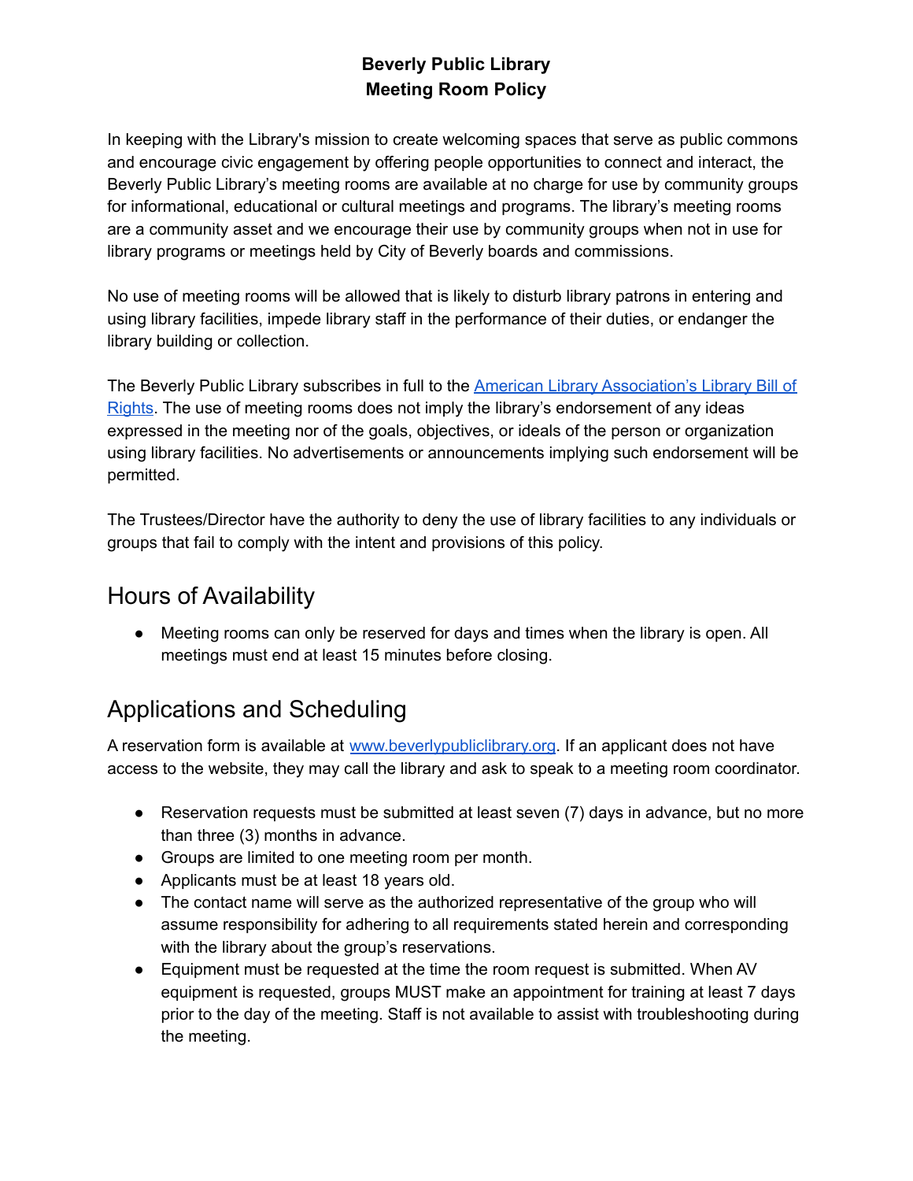# Beverly Public Library
# Meeting Room Policy

In keeping with the Library's mission to create welcoming spaces that serve as public commons and encourage civic engagement by offering people opportunities to connect and interact, the Beverly Public Library's meeting rooms are available at no charge for use by community groups for informational, educational or cultural meetings and programs. The library's meeting rooms are a community asset and we encourage their use by community groups when not in use for library programs or meetings held by City of Beverly boards and commissions.

No use of meeting rooms will be allowed that is likely to disturb library patrons in entering and using library facilities, impede library staff in the performance of their duties, or endanger the library building or collection.

The Beverly Public Library subscribes in full to the [American Library Association's Library Bill of Rights](). The use of meeting rooms does not imply the library's endorsement of any ideas expressed in the meeting nor of the goals, objectives, or ideals of the person or organization using library facilities. No advertisements or announcements implying such endorsement will be permitted.

The Trustees/Director have the authority to deny the use of library facilities to any individuals or groups that fail to comply with the intent and provisions of this policy.

## Hours of Availability

- Meeting rooms can only be reserved for days and times when the library is open. All meetings must end at least 15 minutes before closing.

## Applications and Scheduling

A reservation form is available at [www.beverlypubliclibrary.org](www.beverlypubliclibrary.org). If an applicant does not have access to the website, they may call the library and ask to speak to a meeting room coordinator.

- Reservation requests must be submitted at least seven (7) days in advance, but no more than three (3) months in advance.
- Groups are limited to one meeting room per month.
- Applicants must be at least 18 years old.
- The contact name will serve as the authorized representative of the group who will assume responsibility for adhering to all requirements stated herein and corresponding with the library about the group's reservations.
- Equipment must be requested at the time the room request is submitted. When AV equipment is requested, groups MUST make an appointment for training at least 7 days prior to the day of the meeting. Staff is not available to assist with troubleshooting during the meeting.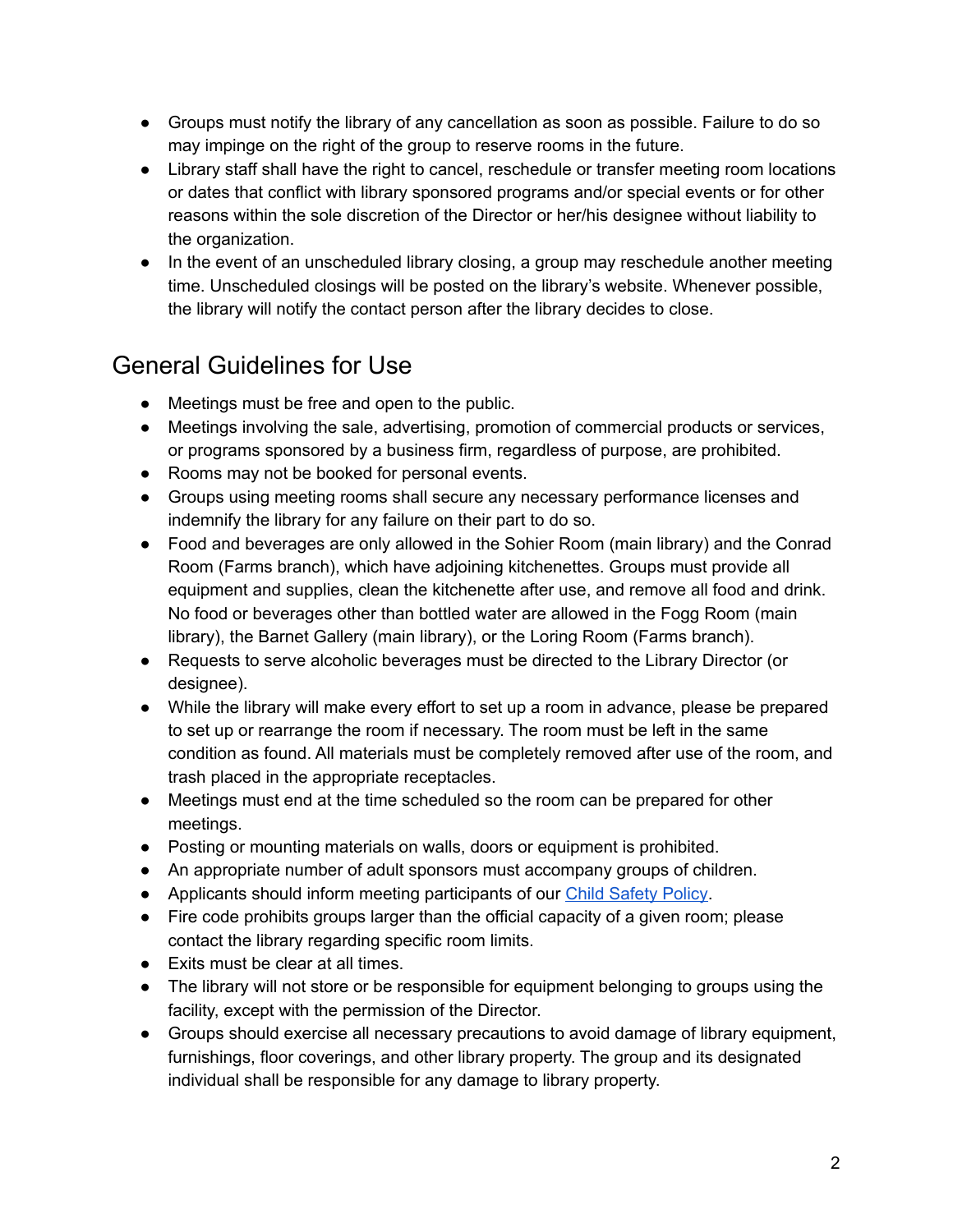- Groups must notify the library of any cancellation as soon as possible. Failure to do so may impinge on the right of the group to reserve rooms in the future.
- Library staff shall have the right to cancel, reschedule or transfer meeting room locations or dates that conflict with library sponsored programs and/or special events or for other reasons within the sole discretion of the Director or her/his designee without liability to the organization.
- In the event of an unscheduled library closing, a group may reschedule another meeting time. Unscheduled closings will be posted on the library's website. Whenever possible, the library will notify the contact person after the library decides to close.

## General Guidelines for Use

- Meetings must be free and open to the public.
- Meetings involving the sale, advertising, promotion of commercial products or services, or programs sponsored by a business firm, regardless of purpose, are prohibited.
- Rooms may not be booked for personal events.
- Groups using meeting rooms shall secure any necessary performance licenses and indemnify the library for any failure on their part to do so.
- Food and beverages are only allowed in the Sohier Room (main library) and the Conrad Room (Farms branch), which have adjoining kitchenettes. Groups must provide all equipment and supplies, clean the kitchenette after use, and remove all food and drink. No food or beverages other than bottled water are allowed in the Fogg Room (main library), the Barnet Gallery (main library), or the Loring Room (Farms branch).
- Requests to serve alcoholic beverages must be directed to the Library Director (or designee).
- While the library will make every effort to set up a room in advance, please be prepared to set up or rearrange the room if necessary. The room must be left in the same condition as found. All materials must be completely removed after use of the room, and trash placed in the appropriate receptacles.
- Meetings must end at the time scheduled so the room can be prepared for other meetings.
- Posting or mounting materials on walls, doors or equipment is prohibited.
- An appropriate number of adult sponsors must accompany groups of children.
- Applicants should inform meeting participants of our Child Safety Policy.
- Fire code prohibits groups larger than the official capacity of a given room; please contact the library regarding specific room limits.
- Exits must be clear at all times.
- The library will not store or be responsible for equipment belonging to groups using the facility, except with the permission of the Director.
- Groups should exercise all necessary precautions to avoid damage of library equipment, furnishings, floor coverings, and other library property. The group and its designated individual shall be responsible for any damage to library property.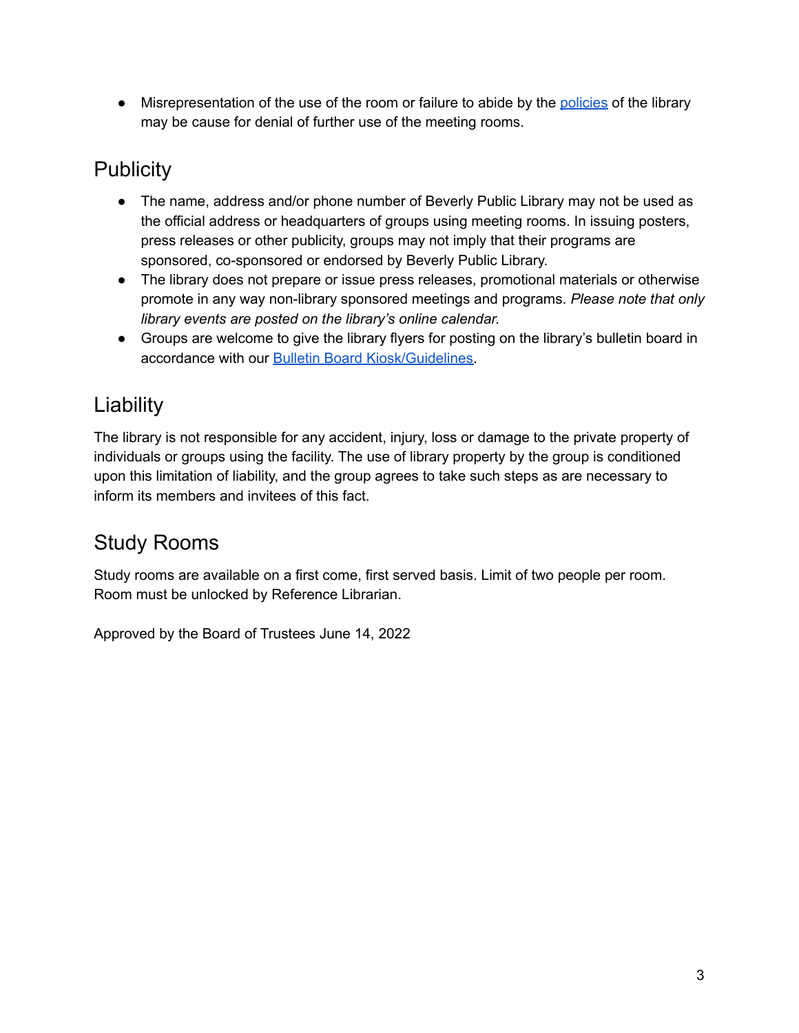- Misrepresentation of the use of the room or failure to abide by the policies of the library may be cause for denial of further use of the meeting rooms.

## Publicity

- The name, address and/or phone number of Beverly Public Library may not be used as the official address or headquarters of groups using meeting rooms. In issuing posters, press releases or other publicity, groups may not imply that their programs are sponsored, co-sponsored or endorsed by Beverly Public Library.
- The library does not prepare or issue press releases, promotional materials or otherwise promote in any way non-library sponsored meetings and programs. *Please note that only library events are posted on the library's online calendar.*
- Groups are welcome to give the library flyers for posting on the library's bulletin board in accordance with our Bulletin Board Kiosk/Guidelines.

## Liability

The library is not responsible for any accident, injury, loss or damage to the private property of individuals or groups using the facility. The use of library property by the group is conditioned upon this limitation of liability, and the group agrees to take such steps as are necessary to inform its members and invitees of this fact.

## Study Rooms

Study rooms are available on a first come, first served basis. Limit of two people per room. Room must be unlocked by Reference Librarian.

Approved by the Board of Trustees June 14, 2022